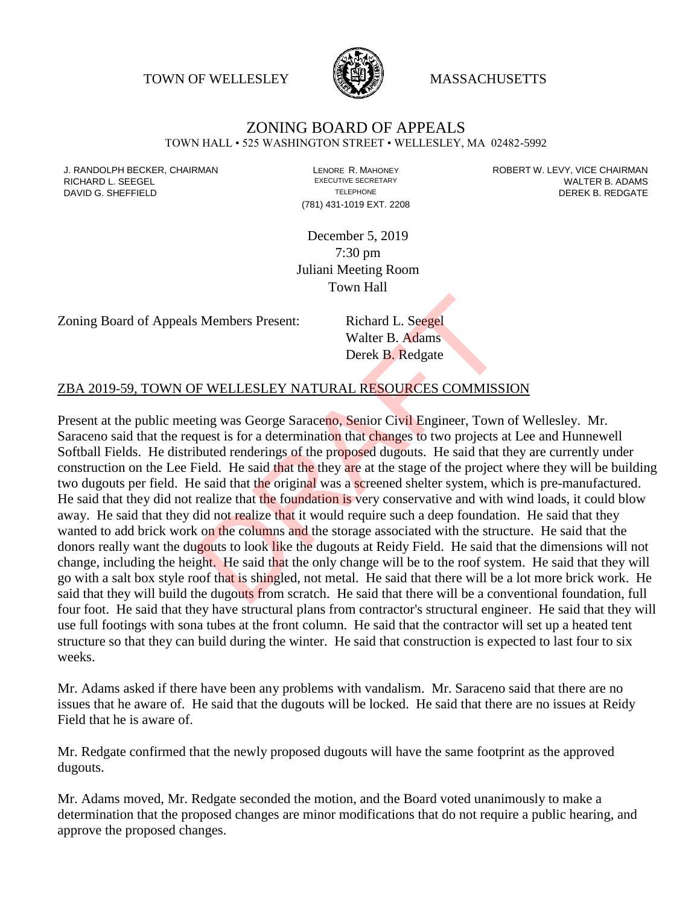TOWN OF WELLESLEY MASSACHUSETTS

# ZONING BOARD OF APPEALS

TOWN HALL • 525 WASHINGTON STREET • WELLESLEY, MA 02482-5992

| | | |
|---|---|---|
| J. RANDOLPH BECKER, CHAIRMAN | LENORE R. MAHONEY | ROBERT W. LEVY, VICE CHAIRMAN |
| RICHARD L. SEEGEL | EXECUTIVE SECRETARY | WALTER B. ADAMS |
| DAVID G. SHEFFIELD | TELEPHONE | DEREK B. REDGATE |
| | (781) 431-1019 EXT. 2208 | |

December 5, 2019
7:30 pm
Juliani Meeting Room
Town Hall

Zoning Board of Appeals Members Present: Richard L. Seegel
Walter B. Adams
Derek B. Redgate

## ZBA 2019-59, TOWN OF WELLESLEY NATURAL RESOURCES COMMISSION

Present at the public meeting was George Saraceno, Senior Civil Engineer, Town of Wellesley. Mr. Saraceno said that the request is for a determination that changes to two projects at Lee and Hunnewell Softball Fields. He distributed renderings of the proposed dugouts. He said that they are currently under construction on the Lee Field. He said that the they are at the stage of the project where they will be building two dugouts per field. He said that the original was a screened shelter system, which is pre-manufactured. He said that they did not realize that the foundation is very conservative and with wind loads, it could blow away. He said that they did not realize that it would require such a deep foundation. He said that they wanted to add brick work on the columns and the storage associated with the structure. He said that the donors really want the dugouts to look like the dugouts at Reidy Field. He said that the dimensions will not change, including the height. He said that the only change will be to the roof system. He said that they will go with a salt box style roof that is shingled, not metal. He said that there will be a lot more brick work. He said that they will build the dugouts from scratch. He said that there will be a conventional foundation, full four foot. He said that they have structural plans from contractor's structural engineer. He said that they will use full footings with sona tubes at the front column. He said that the contractor will set up a heated tent structure so that they can build during the winter. He said that construction is expected to last four to six weeks.

Mr. Adams asked if there have been any problems with vandalism. Mr. Saraceno said that there are no issues that he aware of. He said that the dugouts will be locked. He said that there are no issues at Reidy Field that he is aware of.

Mr. Redgate confirmed that the newly proposed dugouts will have the same footprint as the approved dugouts.

Mr. Adams moved, Mr. Redgate seconded the motion, and the Board voted unanimously to make a determination that the proposed changes are minor modifications that do not require a public hearing, and approve the proposed changes.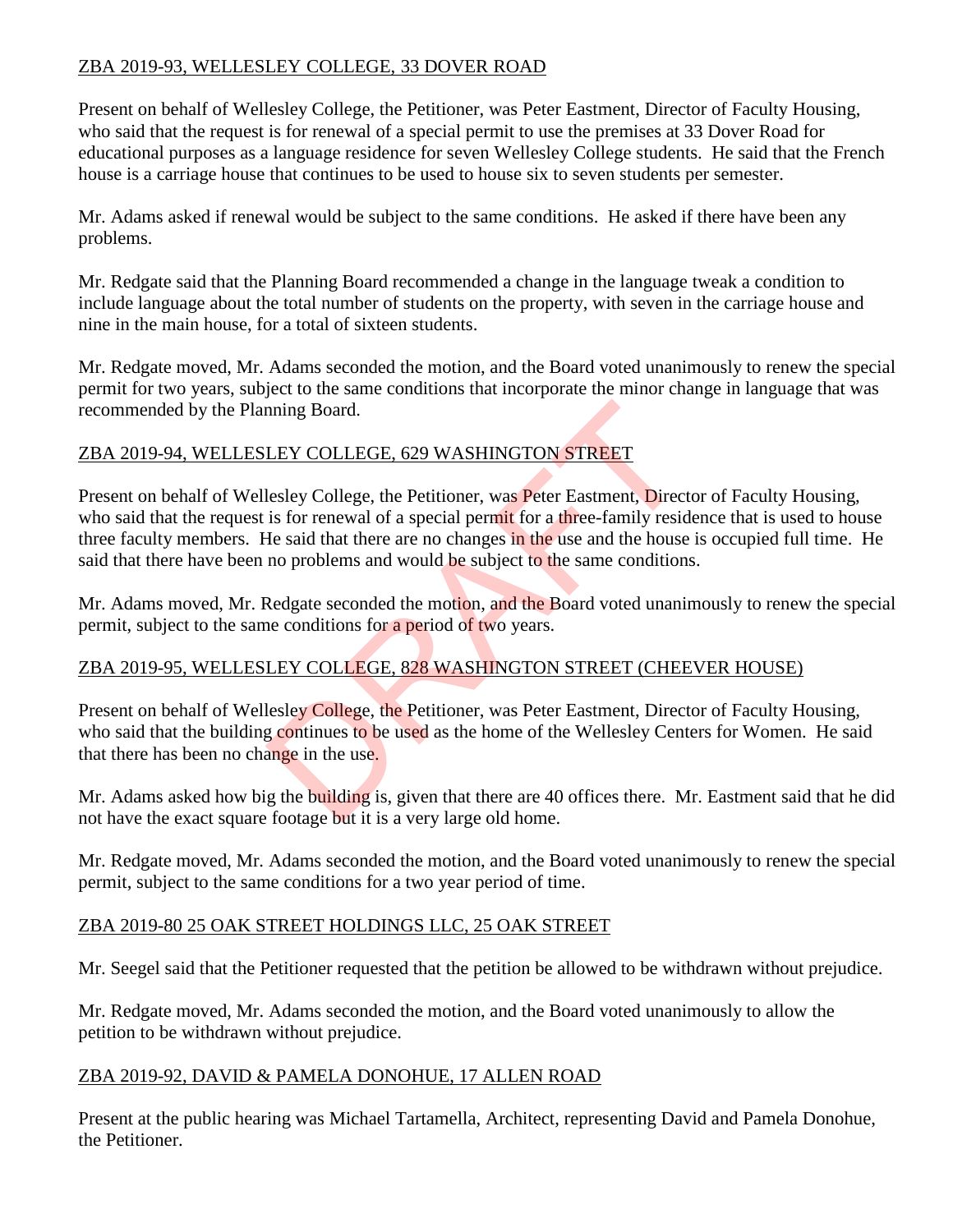ZBA 2019-93, WELLESLEY COLLEGE, 33 DOVER ROAD

Present on behalf of Wellesley College, the Petitioner, was Peter Eastment, Director of Faculty Housing, who said that the request is for renewal of a special permit to use the premises at 33 Dover Road for educational purposes as a language residence for seven Wellesley College students. He said that the French house is a carriage house that continues to be used to house six to seven students per semester.

Mr. Adams asked if renewal would be subject to the same conditions. He asked if there have been any problems.

Mr. Redgate said that the Planning Board recommended a change in the language tweak a condition to include language about the total number of students on the property, with seven in the carriage house and nine in the main house, for a total of sixteen students.

Mr. Redgate moved, Mr. Adams seconded the motion, and the Board voted unanimously to renew the special permit for two years, subject to the same conditions that incorporate the minor change in language that was recommended by the Planning Board.

ZBA 2019-94, WELLESLEY COLLEGE, 629 WASHINGTON STREET

Present on behalf of Wellesley College, the Petitioner, was Peter Eastment, Director of Faculty Housing, who said that the request is for renewal of a special permit for a three-family residence that is used to house three faculty members. He said that there are no changes in the use and the house is occupied full time. He said that there have been no problems and would be subject to the same conditions.

Mr. Adams moved, Mr. Redgate seconded the motion, and the Board voted unanimously to renew the special permit, subject to the same conditions for a period of two years.

ZBA 2019-95, WELLESLEY COLLEGE, 828 WASHINGTON STREET (CHEEVER HOUSE)

Present on behalf of Wellesley College, the Petitioner, was Peter Eastment, Director of Faculty Housing, who said that the building continues to be used as the home of the Wellesley Centers for Women. He said that there has been no change in the use.

Mr. Adams asked how big the building is, given that there are 40 offices there. Mr. Eastment said that he did not have the exact square footage but it is a very large old home.

Mr. Redgate moved, Mr. Adams seconded the motion, and the Board voted unanimously to renew the special permit, subject to the same conditions for a two year period of time.

ZBA 2019-80 25 OAK STREET HOLDINGS LLC, 25 OAK STREET

Mr. Seegel said that the Petitioner requested that the petition be allowed to be withdrawn without prejudice.

Mr. Redgate moved, Mr. Adams seconded the motion, and the Board voted unanimously to allow the petition to be withdrawn without prejudice.

ZBA 2019-92, DAVID & PAMELA DONOHUE, 17 ALLEN ROAD

Present at the public hearing was Michael Tartamella, Architect, representing David and Pamela Donohue, the Petitioner.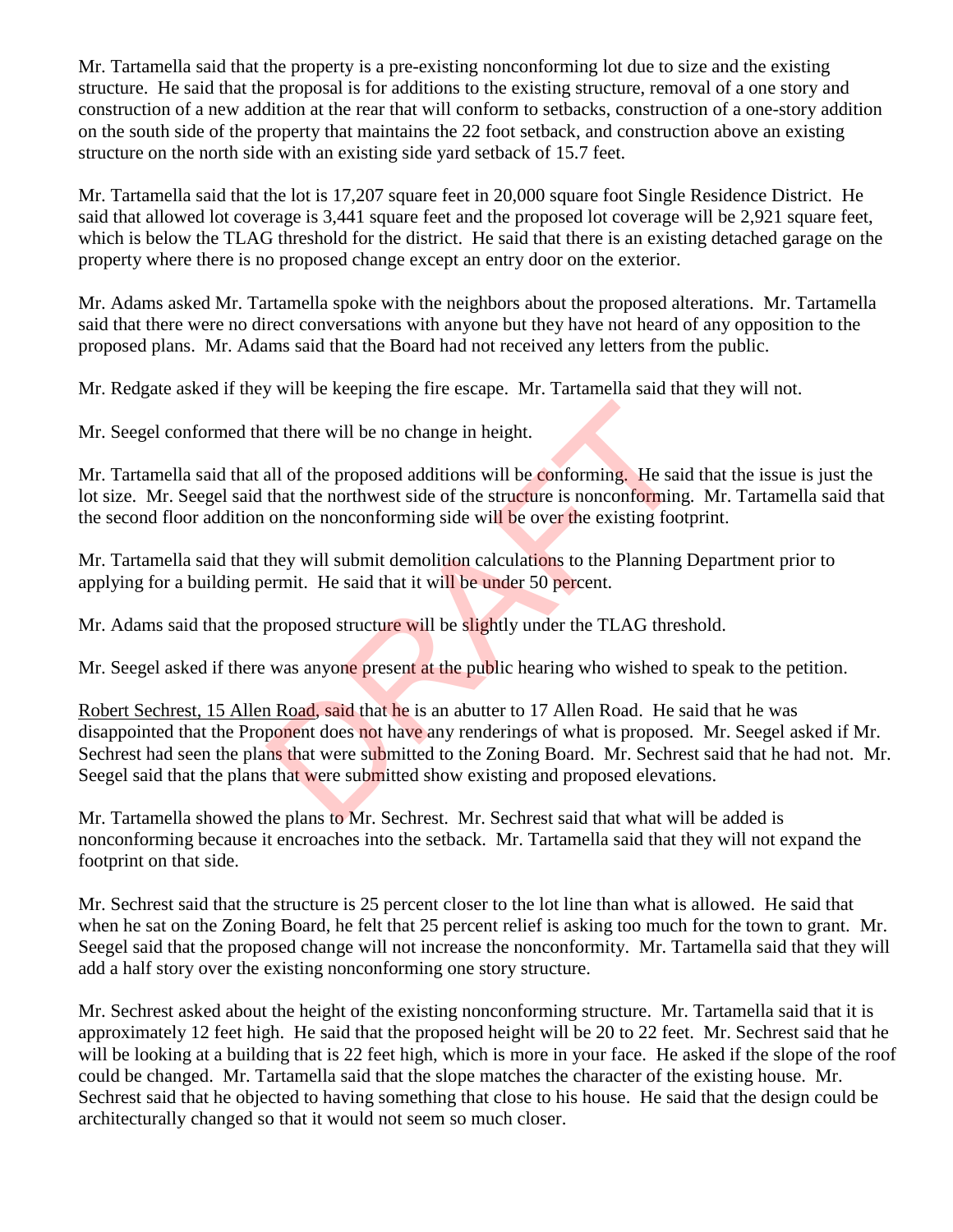Mr. Tartamella said that the property is a pre-existing nonconforming lot due to size and the existing structure. He said that the proposal is for additions to the existing structure, removal of a one story and construction of a new addition at the rear that will conform to setbacks, construction of a one-story addition on the south side of the property that maintains the 22 foot setback, and construction above an existing structure on the north side with an existing side yard setback of 15.7 feet.

Mr. Tartamella said that the lot is 17,207 square feet in 20,000 square foot Single Residence District. He said that allowed lot coverage is 3,441 square feet and the proposed lot coverage will be 2,921 square feet, which is below the TLAG threshold for the district. He said that there is an existing detached garage on the property where there is no proposed change except an entry door on the exterior.

Mr. Adams asked Mr. Tartamella spoke with the neighbors about the proposed alterations. Mr. Tartamella said that there were no direct conversations with anyone but they have not heard of any opposition to the proposed plans. Mr. Adams said that the Board had not received any letters from the public.

Mr. Redgate asked if they will be keeping the fire escape. Mr. Tartamella said that they will not.

Mr. Seegel conformed that there will be no change in height.

Mr. Tartamella said that all of the proposed additions will be conforming. He said that the issue is just the lot size. Mr. Seegel said that the northwest side of the structure is nonconforming. Mr. Tartamella said that the second floor addition on the nonconforming side will be over the existing footprint.

Mr. Tartamella said that they will submit demolition calculations to the Planning Department prior to applying for a building permit. He said that it will be under 50 percent.

Mr. Adams said that the proposed structure will be slightly under the TLAG threshold.

Mr. Seegel asked if there was anyone present at the public hearing who wished to speak to the petition.

Robert Sechrest, 15 Allen Road, said that he is an abutter to 17 Allen Road. He said that he was disappointed that the Proponent does not have any renderings of what is proposed. Mr. Seegel asked if Mr. Sechrest had seen the plans that were submitted to the Zoning Board. Mr. Sechrest said that he had not. Mr. Seegel said that the plans that were submitted show existing and proposed elevations.

Mr. Tartamella showed the plans to Mr. Sechrest. Mr. Sechrest said that what will be added is nonconforming because it encroaches into the setback. Mr. Tartamella said that they will not expand the footprint on that side.

Mr. Sechrest said that the structure is 25 percent closer to the lot line than what is allowed. He said that when he sat on the Zoning Board, he felt that 25 percent relief is asking too much for the town to grant. Mr. Seegel said that the proposed change will not increase the nonconformity. Mr. Tartamella said that they will add a half story over the existing nonconforming one story structure.

Mr. Sechrest asked about the height of the existing nonconforming structure. Mr. Tartamella said that it is approximately 12 feet high. He said that the proposed height will be 20 to 22 feet. Mr. Sechrest said that he will be looking at a building that is 22 feet high, which is more in your face. He asked if the slope of the roof could be changed. Mr. Tartamella said that the slope matches the character of the existing house. Mr. Sechrest said that he objected to having something that close to his house. He said that the design could be architecturally changed so that it would not seem so much closer.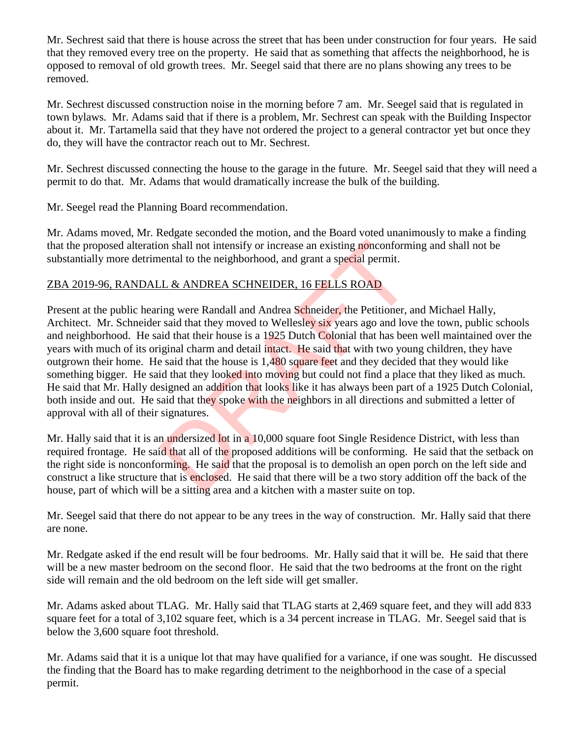Mr. Sechrest said that there is house across the street that has been under construction for four years. He said that they removed every tree on the property. He said that as something that affects the neighborhood, he is opposed to removal of old growth trees. Mr. Seegel said that there are no plans showing any trees to be removed.

Mr. Sechrest discussed construction noise in the morning before 7 am. Mr. Seegel said that is regulated in town bylaws. Mr. Adams said that if there is a problem, Mr. Sechrest can speak with the Building Inspector about it. Mr. Tartamella said that they have not ordered the project to a general contractor yet but once they do, they will have the contractor reach out to Mr. Sechrest.

Mr. Sechrest discussed connecting the house to the garage in the future. Mr. Seegel said that they will need a permit to do that. Mr. Adams that would dramatically increase the bulk of the building.

Mr. Seegel read the Planning Board recommendation.

Mr. Adams moved, Mr. Redgate seconded the motion, and the Board voted unanimously to make a finding that the proposed alteration shall not intensify or increase an existing nonconforming and shall not be substantially more detrimental to the neighborhood, and grant a special permit.

<u>ZBA 2019-96, RANDALL & ANDREA SCHNEIDER, 16 FELLS ROAD</u>

Present at the public hearing were Randall and Andrea Schneider, the Petitioner, and Michael Hally, Architect. Mr. Schneider said that they moved to Wellesley six years ago and love the town, public schools and neighborhood. He said that their house is a 1925 Dutch Colonial that has been well maintained over the years with much of its original charm and detail intact. He said that with two young children, they have outgrown their home. He said that the house is 1,480 square feet and they decided that they would like something bigger. He said that they looked into moving but could not find a place that they liked as much. He said that Mr. Hally designed an addition that looks like it has always been part of a 1925 Dutch Colonial, both inside and out. He said that they spoke with the neighbors in all directions and submitted a letter of approval with all of their signatures.

Mr. Hally said that it is an undersized lot in a 10,000 square foot Single Residence District, with less than required frontage. He said that all of the proposed additions will be conforming. He said that the setback on the right side is nonconforming. He said that the proposal is to demolish an open porch on the left side and construct a like structure that is enclosed. He said that there will be a two story addition off the back of the house, part of which will be a sitting area and a kitchen with a master suite on top.

Mr. Seegel said that there do not appear to be any trees in the way of construction. Mr. Hally said that there are none.

Mr. Redgate asked if the end result will be four bedrooms. Mr. Hally said that it will be. He said that there will be a new master bedroom on the second floor. He said that the two bedrooms at the front on the right side will remain and the old bedroom on the left side will get smaller.

Mr. Adams asked about TLAG. Mr. Hally said that TLAG starts at 2,469 square feet, and they will add 833 square feet for a total of 3,102 square feet, which is a 34 percent increase in TLAG. Mr. Seegel said that is below the 3,600 square foot threshold.

Mr. Adams said that it is a unique lot that may have qualified for a variance, if one was sought. He discussed the finding that the Board has to make regarding detriment to the neighborhood in the case of a special permit.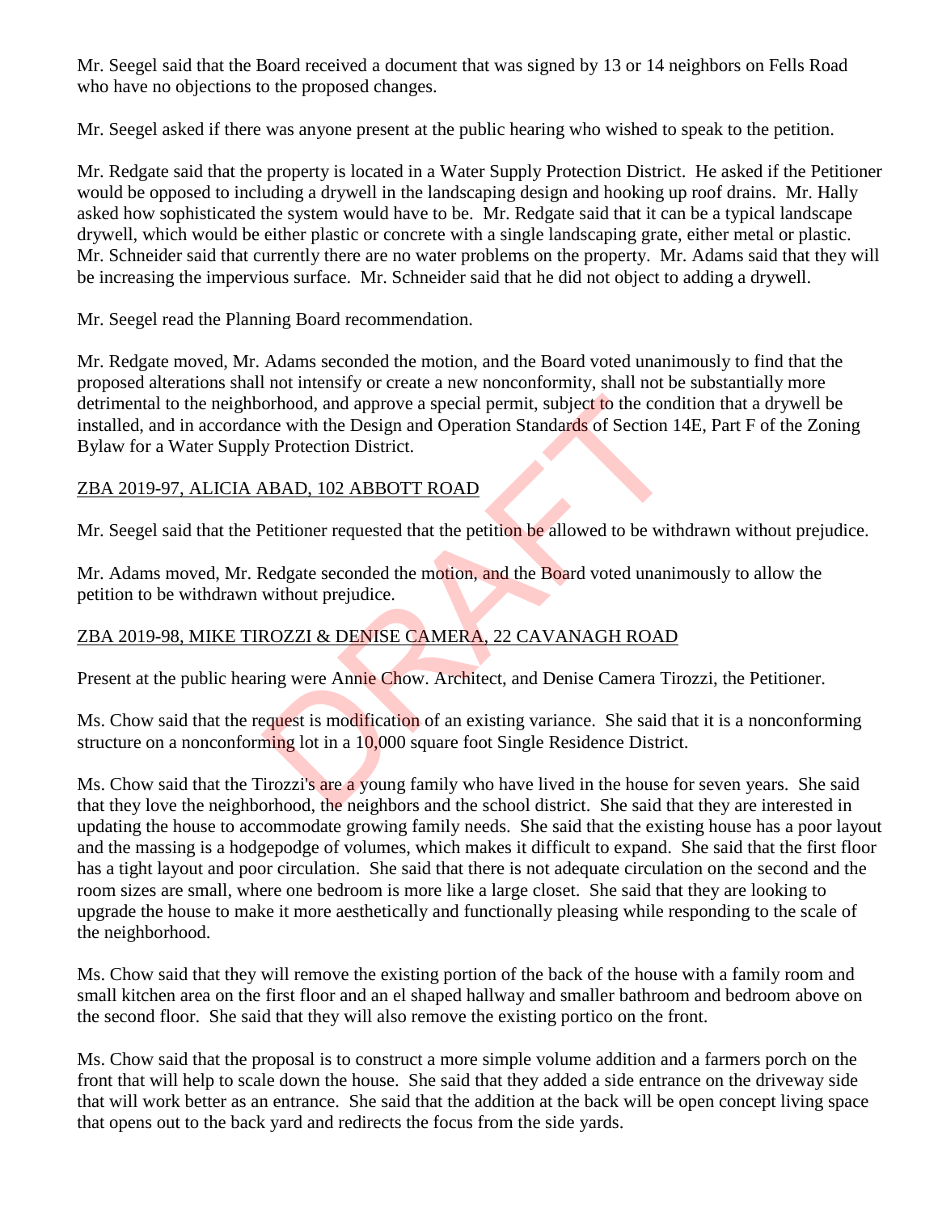Mr. Seegel said that the Board received a document that was signed by 13 or 14 neighbors on Fells Road who have no objections to the proposed changes.

Mr. Seegel asked if there was anyone present at the public hearing who wished to speak to the petition.

Mr. Redgate said that the property is located in a Water Supply Protection District. He asked if the Petitioner would be opposed to including a drywell in the landscaping design and hooking up roof drains. Mr. Hally asked how sophisticated the system would have to be. Mr. Redgate said that it can be a typical landscape drywell, which would be either plastic or concrete with a single landscaping grate, either metal or plastic. Mr. Schneider said that currently there are no water problems on the property. Mr. Adams said that they will be increasing the impervious surface. Mr. Schneider said that he did not object to adding a drywell.

Mr. Seegel read the Planning Board recommendation.

Mr. Redgate moved, Mr. Adams seconded the motion, and the Board voted unanimously to find that the proposed alterations shall not intensify or create a new nonconformity, shall not be substantially more detrimental to the neighborhood, and approve a special permit, subject to the condition that a drywell be installed, and in accordance with the Design and Operation Standards of Section 14E, Part F of the Zoning Bylaw for a Water Supply Protection District.

<u>ZBA 2019-97, ALICIA ABAD, 102 ABBOTT ROAD</u>

Mr. Seegel said that the Petitioner requested that the petition be allowed to be withdrawn without prejudice.

Mr. Adams moved, Mr. Redgate seconded the motion, and the Board voted unanimously to allow the petition to be withdrawn without prejudice.

<u>ZBA 2019-98, MIKE TIROZZI & DENISE CAMERA, 22 CAVANAGH ROAD</u>

Present at the public hearing were Annie Chow. Architect, and Denise Camera Tirozzi, the Petitioner.

Ms. Chow said that the request is modification of an existing variance. She said that it is a nonconforming structure on a nonconforming lot in a 10,000 square foot Single Residence District.

Ms. Chow said that the Tirozzi's are a young family who have lived in the house for seven years. She said that they love the neighborhood, the neighbors and the school district. She said that they are interested in updating the house to accommodate growing family needs. She said that the existing house has a poor layout and the massing is a hodgepodge of volumes, which makes it difficult to expand. She said that the first floor has a tight layout and poor circulation. She said that there is not adequate circulation on the second and the room sizes are small, where one bedroom is more like a large closet. She said that they are looking to upgrade the house to make it more aesthetically and functionally pleasing while responding to the scale of the neighborhood.

Ms. Chow said that they will remove the existing portion of the back of the house with a family room and small kitchen area on the first floor and an el shaped hallway and smaller bathroom and bedroom above on the second floor. She said that they will also remove the existing portico on the front.

Ms. Chow said that the proposal is to construct a more simple volume addition and a farmers porch on the front that will help to scale down the house. She said that they added a side entrance on the driveway side that will work better as an entrance. She said that the addition at the back will be open concept living space that opens out to the back yard and redirects the focus from the side yards.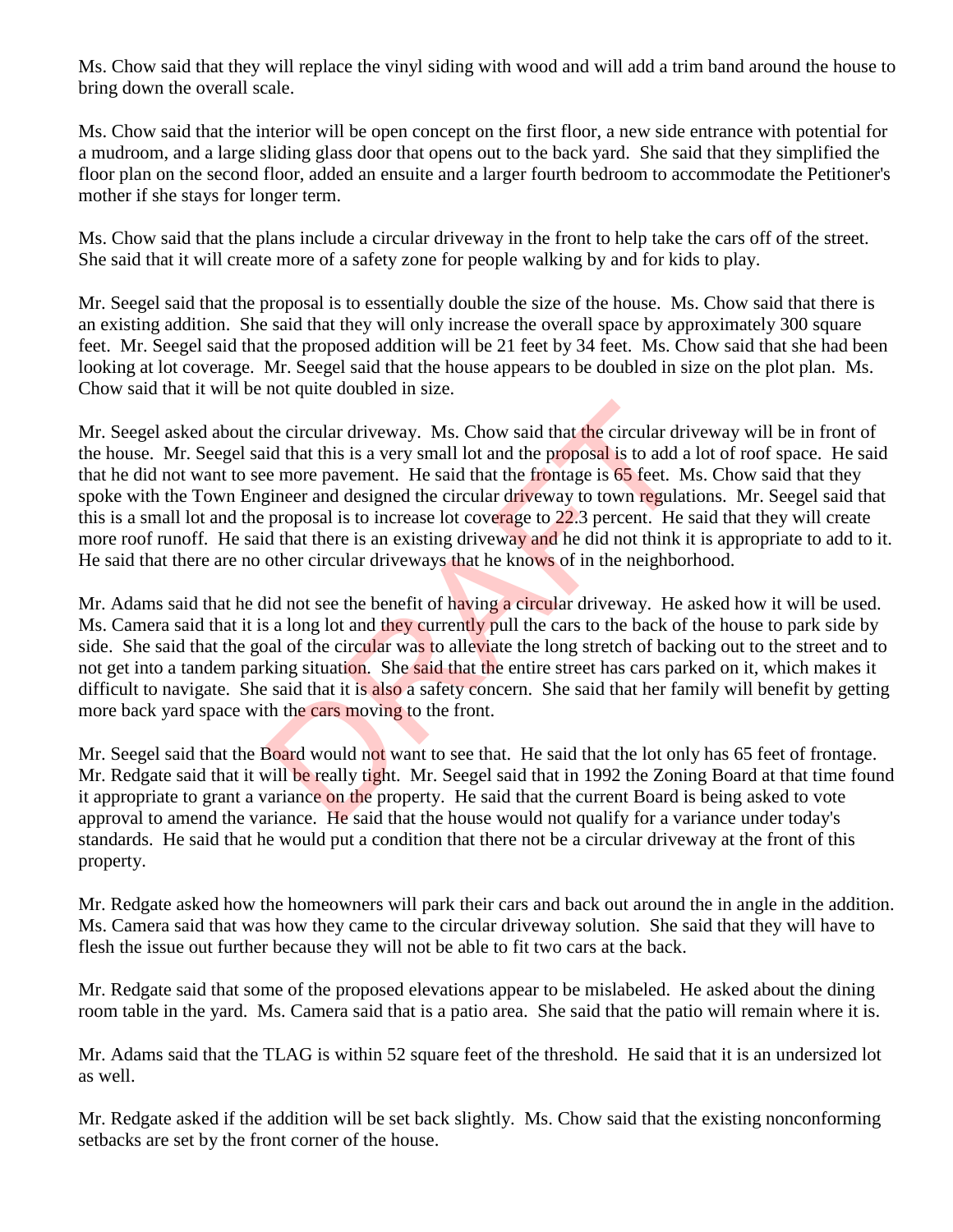Ms. Chow said that they will replace the vinyl siding with wood and will add a trim band around the house to bring down the overall scale.

Ms. Chow said that the interior will be open concept on the first floor, a new side entrance with potential for a mudroom, and a large sliding glass door that opens out to the back yard. She said that they simplified the floor plan on the second floor, added an ensuite and a larger fourth bedroom to accommodate the Petitioner's mother if she stays for longer term.

Ms. Chow said that the plans include a circular driveway in the front to help take the cars off of the street. She said that it will create more of a safety zone for people walking by and for kids to play.

Mr. Seegel said that the proposal is to essentially double the size of the house. Ms. Chow said that there is an existing addition. She said that they will only increase the overall space by approximately 300 square feet. Mr. Seegel said that the proposed addition will be 21 feet by 34 feet. Ms. Chow said that she had been looking at lot coverage. Mr. Seegel said that the house appears to be doubled in size on the plot plan. Ms. Chow said that it will be not quite doubled in size.

Mr. Seegel asked about the circular driveway. Ms. Chow said that the circular driveway will be in front of the house. Mr. Seegel said that this is a very small lot and the proposal is to add a lot of roof space. He said that he did not want to see more pavement. He said that the frontage is 65 feet. Ms. Chow said that they spoke with the Town Engineer and designed the circular driveway to town regulations. Mr. Seegel said that this is a small lot and the proposal is to increase lot coverage to 22.3 percent. He said that they will create more roof runoff. He said that there is an existing driveway and he did not think it is appropriate to add to it. He said that there are no other circular driveways that he knows of in the neighborhood.

Mr. Adams said that he did not see the benefit of having a circular driveway. He asked how it will be used. Ms. Camera said that it is a long lot and they currently pull the cars to the back of the house to park side by side. She said that the goal of the circular was to alleviate the long stretch of backing out to the street and to not get into a tandem parking situation. She said that the entire street has cars parked on it, which makes it difficult to navigate. She said that it is also a safety concern. She said that her family will benefit by getting more back yard space with the cars moving to the front.

Mr. Seegel said that the Board would not want to see that. He said that the lot only has 65 feet of frontage. Mr. Redgate said that it will be really tight. Mr. Seegel said that in 1992 the Zoning Board at that time found it appropriate to grant a variance on the property. He said that the current Board is being asked to vote approval to amend the variance. He said that the house would not qualify for a variance under today's standards. He said that he would put a condition that there not be a circular driveway at the front of this property.

Mr. Redgate asked how the homeowners will park their cars and back out around the in angle in the addition. Ms. Camera said that was how they came to the circular driveway solution. She said that they will have to flesh the issue out further because they will not be able to fit two cars at the back.

Mr. Redgate said that some of the proposed elevations appear to be mislabeled. He asked about the dining room table in the yard. Ms. Camera said that is a patio area. She said that the patio will remain where it is.

Mr. Adams said that the TLAG is within 52 square feet of the threshold. He said that it is an undersized lot as well.

Mr. Redgate asked if the addition will be set back slightly. Ms. Chow said that the existing nonconforming setbacks are set by the front corner of the house.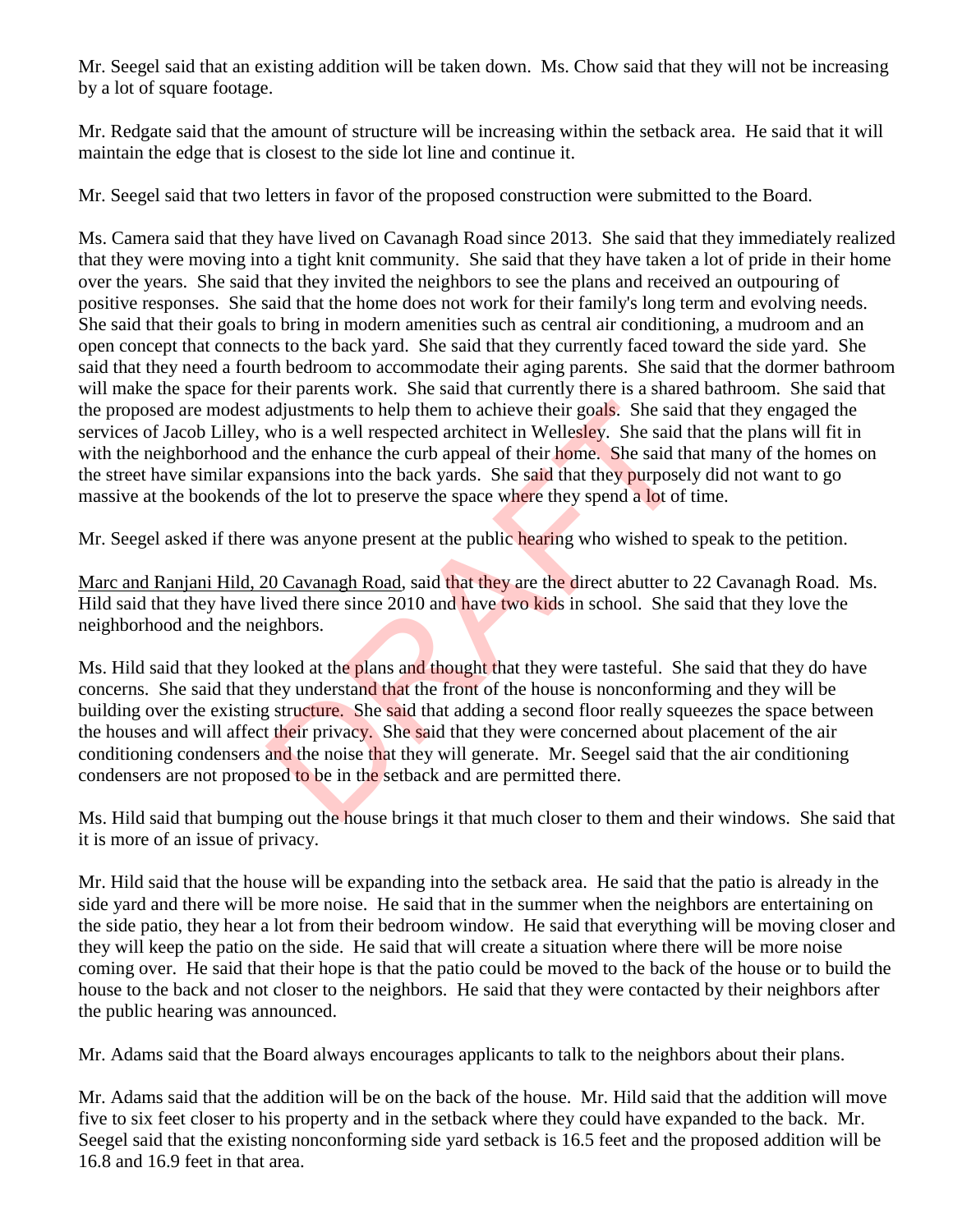Mr. Seegel said that an existing addition will be taken down. Ms. Chow said that they will not be increasing by a lot of square footage.

Mr. Redgate said that the amount of structure will be increasing within the setback area. He said that it will maintain the edge that is closest to the side lot line and continue it.

Mr. Seegel said that two letters in favor of the proposed construction were submitted to the Board.

Ms. Camera said that they have lived on Cavanagh Road since 2013. She said that they immediately realized that they were moving into a tight knit community. She said that they have taken a lot of pride in their home over the years. She said that they invited the neighbors to see the plans and received an outpouring of positive responses. She said that the home does not work for their family's long term and evolving needs. She said that their goals to bring in modern amenities such as central air conditioning, a mudroom and an open concept that connects to the back yard. She said that they currently faced toward the side yard. She said that they need a fourth bedroom to accommodate their aging parents. She said that the dormer bathroom will make the space for their parents work. She said that currently there is a shared bathroom. She said that the proposed are modest adjustments to help them to achieve their goals. She said that they engaged the services of Jacob Lilley, who is a well respected architect in Wellesley. She said that the plans will fit in with the neighborhood and the enhance the curb appeal of their home. She said that many of the homes on the street have similar expansions into the back yards. She said that they purposely did not want to go massive at the bookends of the lot to preserve the space where they spend a lot of time.

Mr. Seegel asked if there was anyone present at the public hearing who wished to speak to the petition.

Marc and Ranjani Hild, 20 Cavanagh Road, said that they are the direct abutter to 22 Cavanagh Road. Ms. Hild said that they have lived there since 2010 and have two kids in school. She said that they love the neighborhood and the neighbors.

Ms. Hild said that they looked at the plans and thought that they were tasteful. She said that they do have concerns. She said that they understand that the front of the house is nonconforming and they will be building over the existing structure. She said that adding a second floor really squeezes the space between the houses and will affect their privacy. She said that they were concerned about placement of the air conditioning condensers and the noise that they will generate. Mr. Seegel said that the air conditioning condensers are not proposed to be in the setback and are permitted there.

Ms. Hild said that bumping out the house brings it that much closer to them and their windows. She said that it is more of an issue of privacy.

Mr. Hild said that the house will be expanding into the setback area. He said that the patio is already in the side yard and there will be more noise. He said that in the summer when the neighbors are entertaining on the side patio, they hear a lot from their bedroom window. He said that everything will be moving closer and they will keep the patio on the side. He said that will create a situation where there will be more noise coming over. He said that their hope is that the patio could be moved to the back of the house or to build the house to the back and not closer to the neighbors. He said that they were contacted by their neighbors after the public hearing was announced.

Mr. Adams said that the Board always encourages applicants to talk to the neighbors about their plans.

Mr. Adams said that the addition will be on the back of the house. Mr. Hild said that the addition will move five to six feet closer to his property and in the setback where they could have expanded to the back. Mr. Seegel said that the existing nonconforming side yard setback is 16.5 feet and the proposed addition will be 16.8 and 16.9 feet in that area.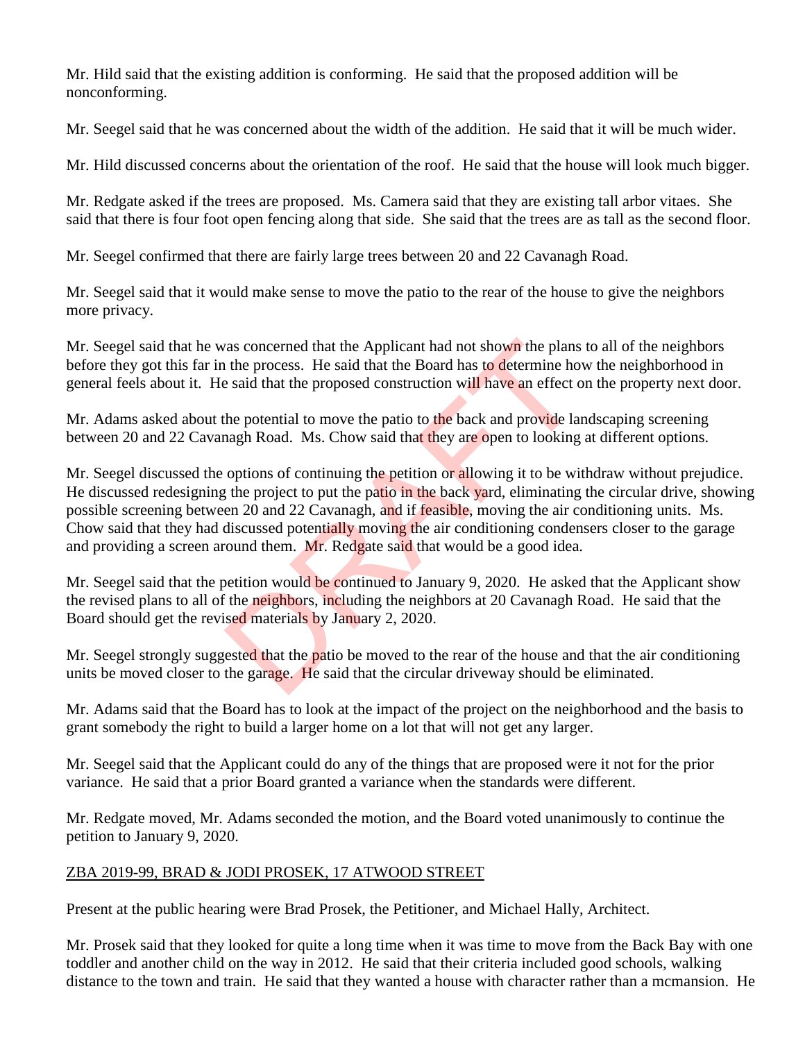Mr. Hild said that the existing addition is conforming. He said that the proposed addition will be nonconforming.

Mr. Seegel said that he was concerned about the width of the addition. He said that it will be much wider.

Mr. Hild discussed concerns about the orientation of the roof. He said that the house will look much bigger.

Mr. Redgate asked if the trees are proposed. Ms. Camera said that they are existing tall arbor vitaes. She said that there is four foot open fencing along that side. She said that the trees are as tall as the second floor.

Mr. Seegel confirmed that there are fairly large trees between 20 and 22 Cavanagh Road.

Mr. Seegel said that it would make sense to move the patio to the rear of the house to give the neighbors more privacy.

Mr. Seegel said that he was concerned that the Applicant had not shown the plans to all of the neighbors before they got this far in the process. He said that the Board has to determine how the neighborhood in general feels about it. He said that the proposed construction will have an effect on the property next door.

Mr. Adams asked about the potential to move the patio to the back and provide landscaping screening between 20 and 22 Cavanagh Road. Ms. Chow said that they are open to looking at different options.

Mr. Seegel discussed the options of continuing the petition or allowing it to be withdraw without prejudice. He discussed redesigning the project to put the patio in the back yard, eliminating the circular drive, showing possible screening between 20 and 22 Cavanagh, and if feasible, moving the air conditioning units. Ms. Chow said that they had discussed potentially moving the air conditioning condensers closer to the garage and providing a screen around them. Mr. Redgate said that would be a good idea.

Mr. Seegel said that the petition would be continued to January 9, 2020. He asked that the Applicant show the revised plans to all of the neighbors, including the neighbors at 20 Cavanagh Road. He said that the Board should get the revised materials by January 2, 2020.

Mr. Seegel strongly suggested that the patio be moved to the rear of the house and that the air conditioning units be moved closer to the garage. He said that the circular driveway should be eliminated.

Mr. Adams said that the Board has to look at the impact of the project on the neighborhood and the basis to grant somebody the right to build a larger home on a lot that will not get any larger.

Mr. Seegel said that the Applicant could do any of the things that are proposed were it not for the prior variance. He said that a prior Board granted a variance when the standards were different.

Mr. Redgate moved, Mr. Adams seconded the motion, and the Board voted unanimously to continue the petition to January 9, 2020.

ZBA 2019-99, BRAD & JODI PROSEK, 17 ATWOOD STREET

Present at the public hearing were Brad Prosek, the Petitioner, and Michael Hally, Architect.

Mr. Prosek said that they looked for quite a long time when it was time to move from the Back Bay with one toddler and another child on the way in 2012. He said that their criteria included good schools, walking distance to the town and train. He said that they wanted a house with character rather than a mcmansion. He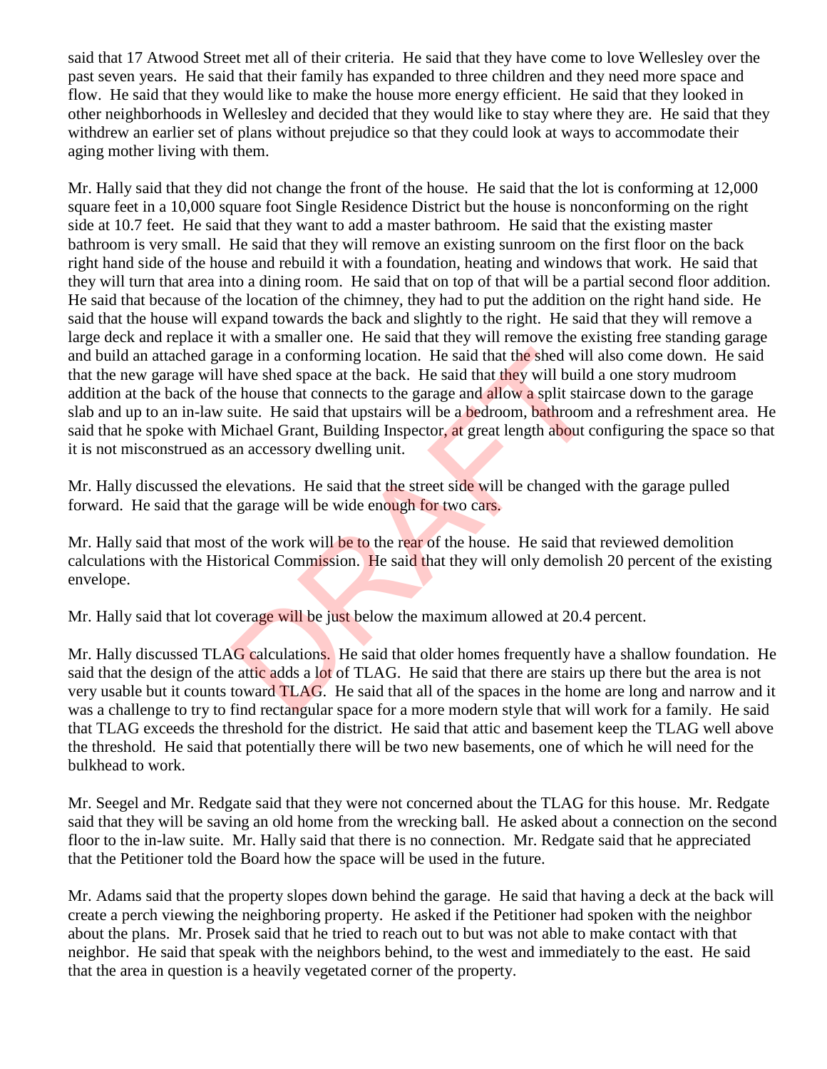said that 17 Atwood Street met all of their criteria. He said that they have come to love Wellesley over the past seven years. He said that their family has expanded to three children and they need more space and flow. He said that they would like to make the house more energy efficient. He said that they looked in other neighborhoods in Wellesley and decided that they would like to stay where they are. He said that they withdrew an earlier set of plans without prejudice so that they could look at ways to accommodate their aging mother living with them.

Mr. Hally said that they did not change the front of the house. He said that the lot is conforming at 12,000 square feet in a 10,000 square foot Single Residence District but the house is nonconforming on the right side at 10.7 feet. He said that they want to add a master bathroom. He said that the existing master bathroom is very small. He said that they will remove an existing sunroom on the first floor on the back right hand side of the house and rebuild it with a foundation, heating and windows that work. He said that they will turn that area into a dining room. He said that on top of that will be a partial second floor addition. He said that because of the location of the chimney, they had to put the addition on the right hand side. He said that the house will expand towards the back and slightly to the right. He said that they will remove a large deck and replace it with a smaller one. He said that they will remove the existing free standing garage and build an attached garage in a conforming location. He said that the shed will also come down. He said that the new garage will have shed space at the back. He said that they will build a one story mudroom addition at the back of the house that connects to the garage and allow a split staircase down to the garage slab and up to an in-law suite. He said that upstairs will be a bedroom, bathroom and a refreshment area. He said that he spoke with Michael Grant, Building Inspector, at great length about configuring the space so that it is not misconstrued as an accessory dwelling unit.

Mr. Hally discussed the elevations. He said that the street side will be changed with the garage pulled forward. He said that the garage will be wide enough for two cars.

Mr. Hally said that most of the work will be to the rear of the house. He said that reviewed demolition calculations with the Historical Commission. He said that they will only demolish 20 percent of the existing envelope.

Mr. Hally said that lot coverage will be just below the maximum allowed at 20.4 percent.

Mr. Hally discussed TLAG calculations. He said that older homes frequently have a shallow foundation. He said that the design of the attic adds a lot of TLAG. He said that there are stairs up there but the area is not very usable but it counts toward TLAG. He said that all of the spaces in the home are long and narrow and it was a challenge to try to find rectangular space for a more modern style that will work for a family. He said that TLAG exceeds the threshold for the district. He said that attic and basement keep the TLAG well above the threshold. He said that potentially there will be two new basements, one of which he will need for the bulkhead to work.

Mr. Seegel and Mr. Redgate said that they were not concerned about the TLAG for this house. Mr. Redgate said that they will be saving an old home from the wrecking ball. He asked about a connection on the second floor to the in-law suite. Mr. Hally said that there is no connection. Mr. Redgate said that he appreciated that the Petitioner told the Board how the space will be used in the future.

Mr. Adams said that the property slopes down behind the garage. He said that having a deck at the back will create a perch viewing the neighboring property. He asked if the Petitioner had spoken with the neighbor about the plans. Mr. Prosek said that he tried to reach out to but was not able to make contact with that neighbor. He said that speak with the neighbors behind, to the west and immediately to the east. He said that the area in question is a heavily vegetated corner of the property.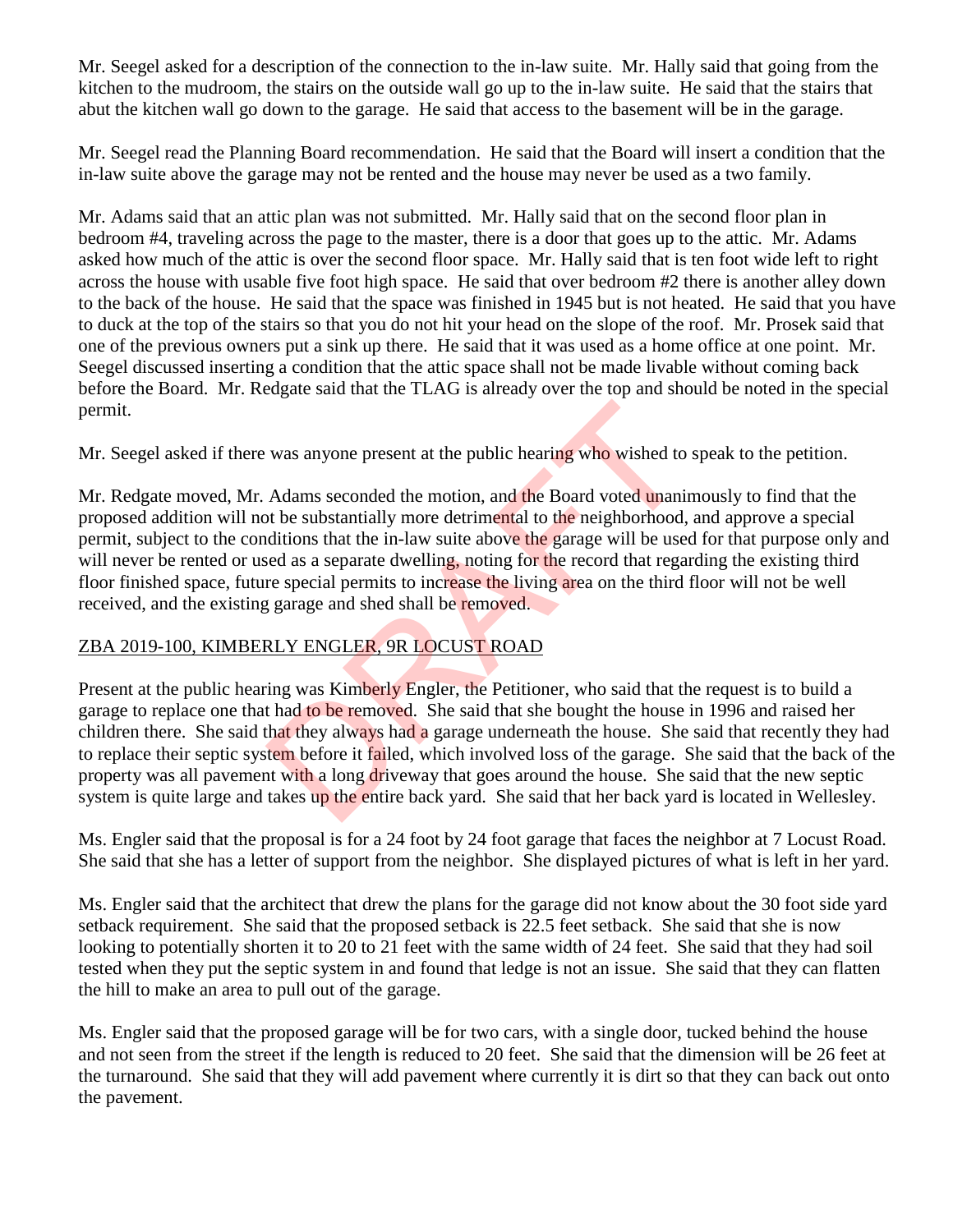Mr. Seegel asked for a description of the connection to the in-law suite. Mr. Hally said that going from the kitchen to the mudroom, the stairs on the outside wall go up to the in-law suite. He said that the stairs that abut the kitchen wall go down to the garage. He said that access to the basement will be in the garage.

Mr. Seegel read the Planning Board recommendation. He said that the Board will insert a condition that the in-law suite above the garage may not be rented and the house may never be used as a two family.

Mr. Adams said that an attic plan was not submitted. Mr. Hally said that on the second floor plan in bedroom #4, traveling across the page to the master, there is a door that goes up to the attic. Mr. Adams asked how much of the attic is over the second floor space. Mr. Hally said that is ten foot wide left to right across the house with usable five foot high space. He said that over bedroom #2 there is another alley down to the back of the house. He said that the space was finished in 1945 but is not heated. He said that you have to duck at the top of the stairs so that you do not hit your head on the slope of the roof. Mr. Prosek said that one of the previous owners put a sink up there. He said that it was used as a home office at one point. Mr. Seegel discussed inserting a condition that the attic space shall not be made livable without coming back before the Board. Mr. Redgate said that the TLAG is already over the top and should be noted in the special permit.

Mr. Seegel asked if there was anyone present at the public hearing who wished to speak to the petition.

Mr. Redgate moved, Mr. Adams seconded the motion, and the Board voted unanimously to find that the proposed addition will not be substantially more detrimental to the neighborhood, and approve a special permit, subject to the conditions that the in-law suite above the garage will be used for that purpose only and will never be rented or used as a separate dwelling, noting for the record that regarding the existing third floor finished space, future special permits to increase the living area on the third floor will not be well received, and the existing garage and shed shall be removed.

## ZBA 2019-100, KIMBERLY ENGLER, 9R LOCUST ROAD

Present at the public hearing was Kimberly Engler, the Petitioner, who said that the request is to build a garage to replace one that had to be removed. She said that she bought the house in 1996 and raised her children there. She said that they always had a garage underneath the house. She said that recently they had to replace their septic system before it failed, which involved loss of the garage. She said that the back of the property was all pavement with a long driveway that goes around the house. She said that the new septic system is quite large and takes up the entire back yard. She said that her back yard is located in Wellesley.

Ms. Engler said that the proposal is for a 24 foot by 24 foot garage that faces the neighbor at 7 Locust Road. She said that she has a letter of support from the neighbor. She displayed pictures of what is left in her yard.

Ms. Engler said that the architect that drew the plans for the garage did not know about the 30 foot side yard setback requirement. She said that the proposed setback is 22.5 feet setback. She said that she is now looking to potentially shorten it to 20 to 21 feet with the same width of 24 feet. She said that they had soil tested when they put the septic system in and found that ledge is not an issue. She said that they can flatten the hill to make an area to pull out of the garage.

Ms. Engler said that the proposed garage will be for two cars, with a single door, tucked behind the house and not seen from the street if the length is reduced to 20 feet. She said that the dimension will be 26 feet at the turnaround. She said that they will add pavement where currently it is dirt so that they can back out onto the pavement.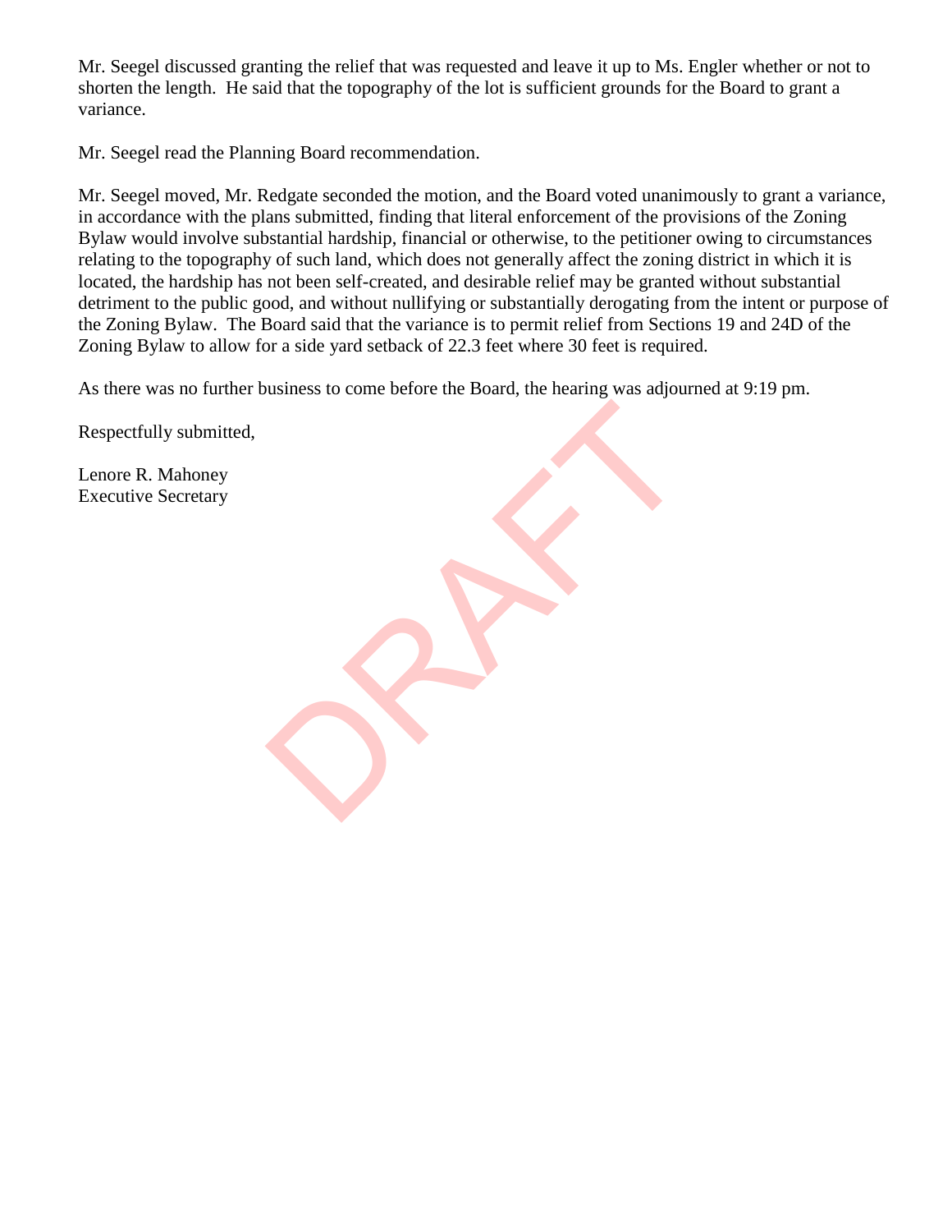Mr. Seegel discussed granting the relief that was requested and leave it up to Ms. Engler whether or not to shorten the length. He said that the topography of the lot is sufficient grounds for the Board to grant a variance.

Mr. Seegel read the Planning Board recommendation.

Mr. Seegel moved, Mr. Redgate seconded the motion, and the Board voted unanimously to grant a variance, in accordance with the plans submitted, finding that literal enforcement of the provisions of the Zoning Bylaw would involve substantial hardship, financial or otherwise, to the petitioner owing to circumstances relating to the topography of such land, which does not generally affect the zoning district in which it is located, the hardship has not been self-created, and desirable relief may be granted without substantial detriment to the public good, and without nullifying or substantially derogating from the intent or purpose of the Zoning Bylaw. The Board said that the variance is to permit relief from Sections 19 and 24D of the Zoning Bylaw to allow for a side yard setback of 22.3 feet where 30 feet is required.

As there was no further business to come before the Board, the hearing was adjourned at 9:19 pm.

Respectfully submitted,

Lenore R. Mahoney  
Executive Secretary

DRAFT